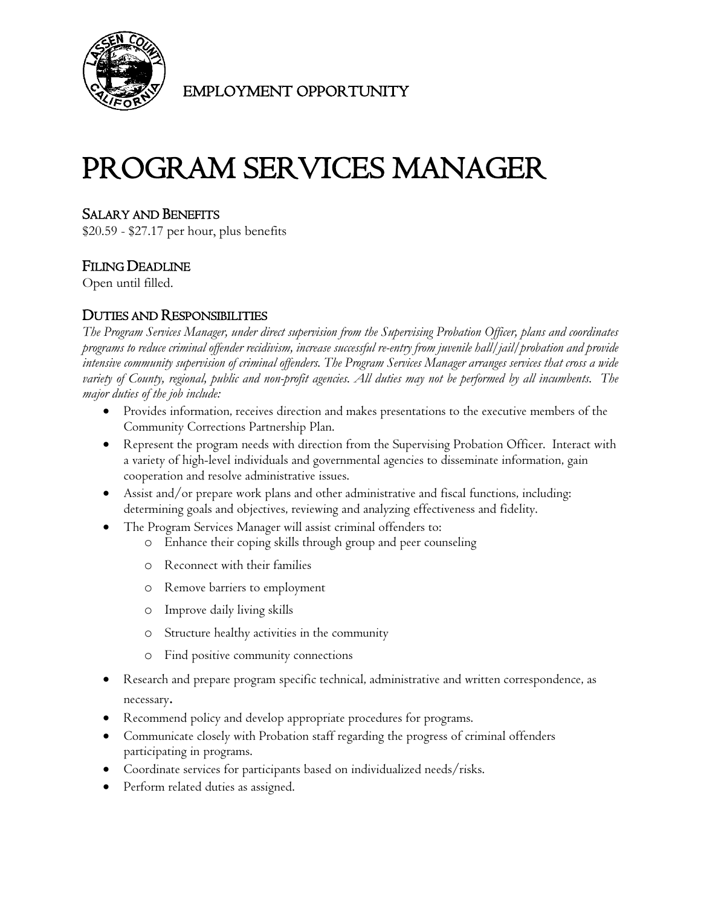EMPLOYMENT OPPORTUNITY

# PROGRAM SERVICES MANAGER

## SALARY AND BENEFITS

$20.59 - $27.17 per hour, plus benefits

## FILING DEADLINE

Open until filled.

## DUTIES AND RESPONSIBILITIES

*The Program Services Manager, under direct supervision from the Supervising Probation Officer, plans and coordinates programs to reduce criminal offender recidivism, increase successful re-entry from juvenile hall/jail/probation and provide intensive community supervision of criminal offenders. The Program Services Manager arranges services that cross a wide variety of County, regional, public and non-profit agencies. All duties may not be performed by all incumbents. The major duties of the job include:*

- Provides information, receives direction and makes presentations to the executive members of the Community Corrections Partnership Plan.
- Represent the program needs with direction from the Supervising Probation Officer. Interact with a variety of high-level individuals and governmental agencies to disseminate information, gain cooperation and resolve administrative issues.
- Assist and/or prepare work plans and other administrative and fiscal functions, including: determining goals and objectives, reviewing and analyzing effectiveness and fidelity.
- The Program Services Manager will assist criminal offenders to:
  - Enhance their coping skills through group and peer counseling
  - Reconnect with their families
  - Remove barriers to employment
  - Improve daily living skills
  - Structure healthy activities in the community
  - Find positive community connections
- Research and prepare program specific technical, administrative and written correspondence, as necessary.
- Recommend policy and develop appropriate procedures for programs.
- Communicate closely with Probation staff regarding the progress of criminal offenders participating in programs.
- Coordinate services for participants based on individualized needs/risks.
- Perform related duties as assigned.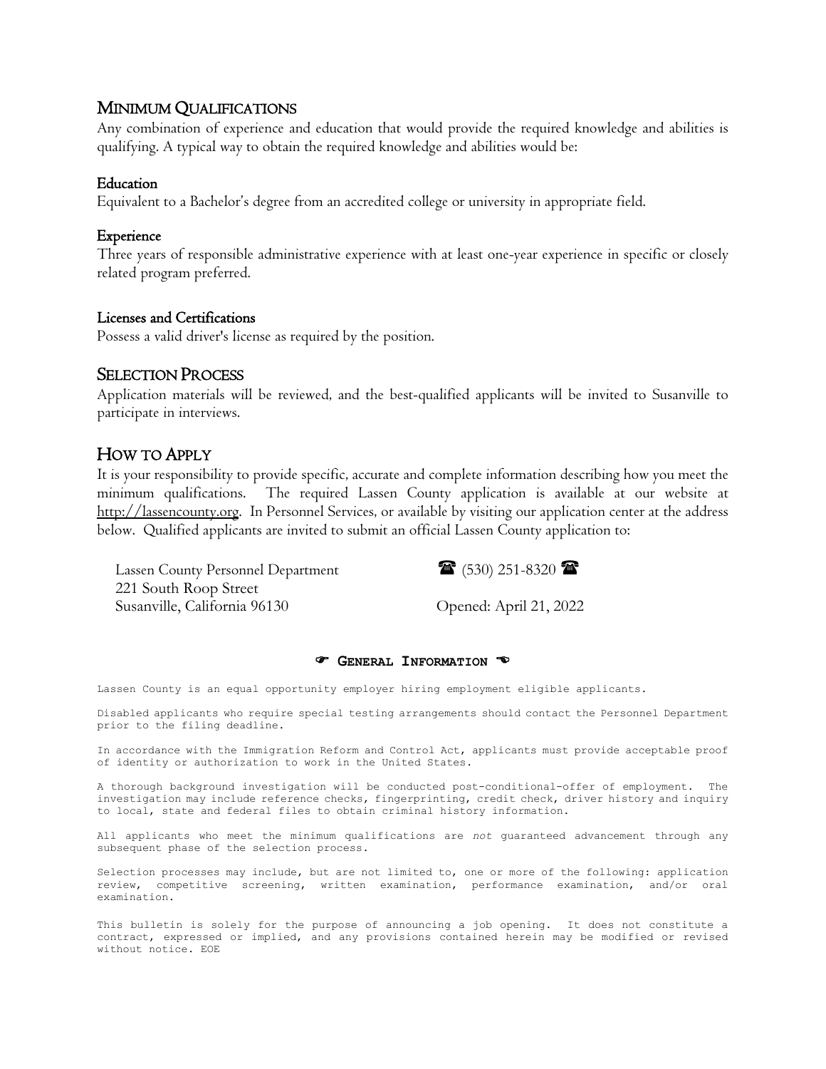## Minimum Qualifications

Any combination of experience and education that would provide the required knowledge and abilities is qualifying. A typical way to obtain the required knowledge and abilities would be:

### Education

Equivalent to a Bachelor's degree from an accredited college or university in appropriate field.

### Experience

Three years of responsible administrative experience with at least one-year experience in specific or closely related program preferred.

### Licenses and Certifications

Possess a valid driver's license as required by the position.

## Selection Process

Application materials will be reviewed, and the best-qualified applicants will be invited to Susanville to participate in interviews.

## How to Apply

It is your responsibility to provide specific, accurate and complete information describing how you meet the minimum qualifications. The required Lassen County application is available at our website at http://lassencounty.org. In Personnel Services, or available by visiting our application center at the address below. Qualified applicants are invited to submit an official Lassen County application to:

Lassen County Personnel Department
221 South Roop Street
Susanville, California 96130

☎ (530) 251-8320 ☎

Opened: April 21, 2022

### ☛ General Information ☚

Lassen County is an equal opportunity employer hiring employment eligible applicants.

Disabled applicants who require special testing arrangements should contact the Personnel Department prior to the filing deadline.

In accordance with the Immigration Reform and Control Act, applicants must provide acceptable proof of identity or authorization to work in the United States.

A thorough background investigation will be conducted post-conditional-offer of employment. The investigation may include reference checks, fingerprinting, credit check, driver history and inquiry to local, state and federal files to obtain criminal history information.

All applicants who meet the minimum qualifications are *not* guaranteed advancement through any subsequent phase of the selection process.

Selection processes may include, but are not limited to, one or more of the following: application review, competitive screening, written examination, performance examination, and/or oral examination.

This bulletin is solely for the purpose of announcing a job opening. It does not constitute a contract, expressed or implied, and any provisions contained herein may be modified or revised without notice. EOE